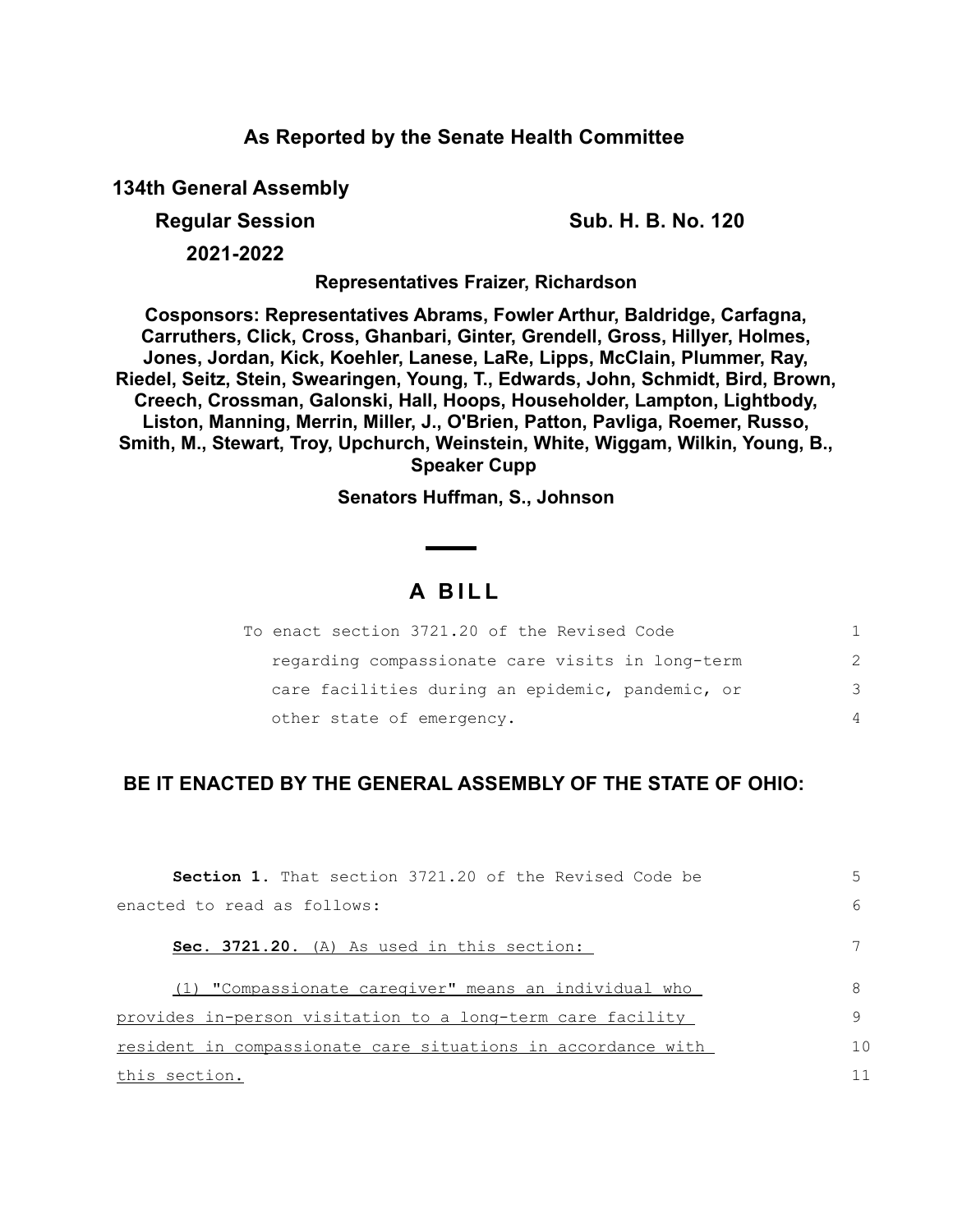**As Reported by the Senate Health Committee**

**134th General Assembly**

**Regular Session**

**2021-2022**

**Sub. H. B. No. 120**

**Representatives Fraizer, Richardson**

**Cosponsors: Representatives Abrams, Fowler Arthur, Baldridge, Carfagna, Carruthers, Click, Cross, Ghanbari, Ginter, Grendell, Gross, Hillyer, Holmes, Jones, Jordan, Kick, Koehler, Lanese, LaRe, Lipps, McClain, Plummer, Ray, Riedel, Seitz, Stein, Swearingen, Young, T., Edwards, John, Schmidt, Bird, Brown, Creech, Crossman, Galonski, Hall, Hoops, Householder, Lampton, Lightbody, Liston, Manning, Merrin, Miller, J., O'Brien, Patton, Pavliga, Roemer, Russo, Smith, M., Stewart, Troy, Upchurch, Weinstein, White, Wiggam, Wilkin, Young, B., Speaker Cupp**

**Senators Huffman, S., Johnson**

# A BILL

To enact section 3721.20 of the Revised Code regarding compassionate care visits in long-term care facilities during an epidemic, pandemic, or other state of emergency.

**BE IT ENACTED BY THE GENERAL ASSEMBLY OF THE STATE OF OHIO:**

**Section 1.** That section 3721.20 of the Revised Code be enacted to read as follows:

**Sec. 3721.20.** (A) As used in this section:

(1) "Compassionate caregiver" means an individual who provides in-person visitation to a long-term care facility resident in compassionate care situations in accordance with this section.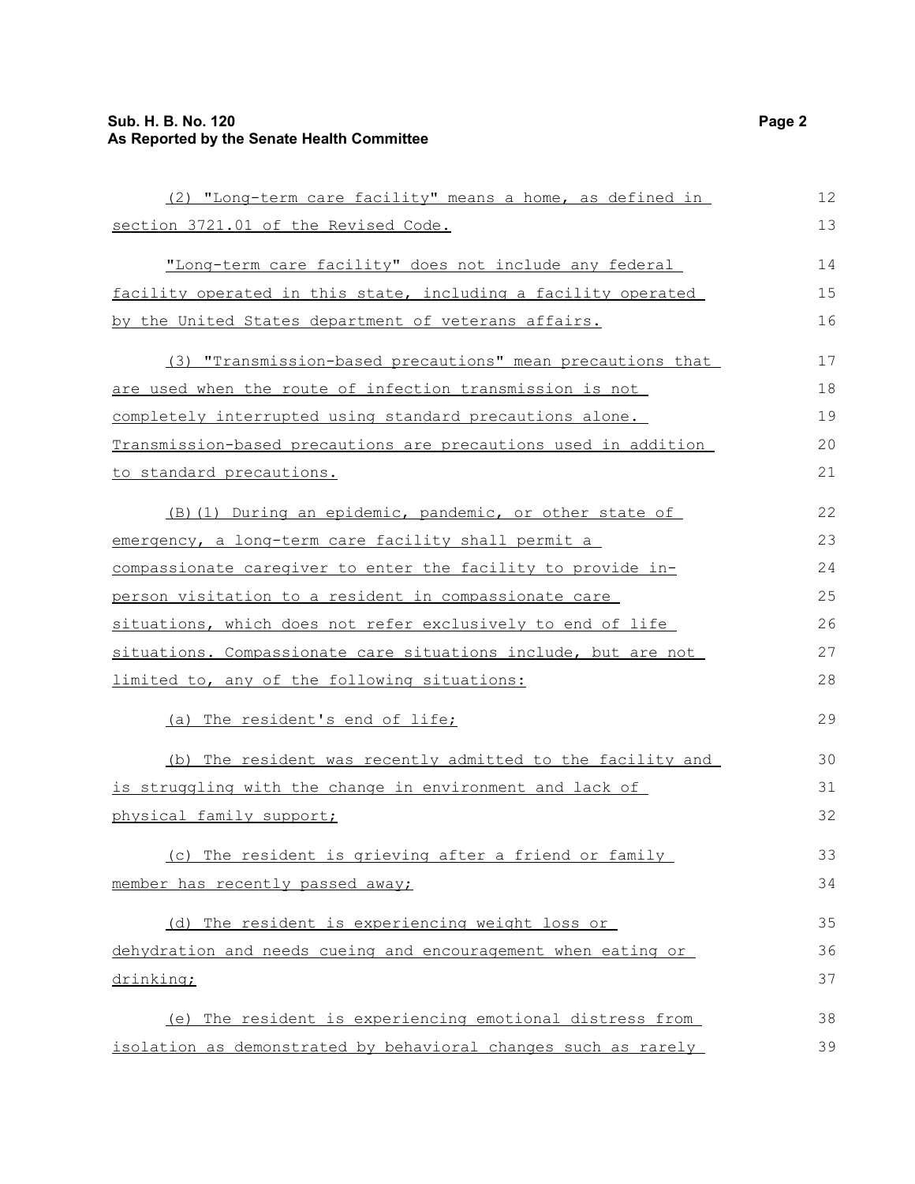(2) "Long-term care facility" means a home, as defined in section 3721.01 of the Revised Code.

"Long-term care facility" does not include any federal facility operated in this state, including a facility operated by the United States department of veterans affairs.

(3) "Transmission-based precautions" mean precautions that are used when the route of infection transmission is not completely interrupted using standard precautions alone. Transmission-based precautions are precautions used in addition to standard precautions.

(B)(1) During an epidemic, pandemic, or other state of emergency, a long-term care facility shall permit a compassionate caregiver to enter the facility to provide in-person visitation to a resident in compassionate care situations, which does not refer exclusively to end of life situations. Compassionate care situations include, but are not limited to, any of the following situations:

(a) The resident's end of life;

(b) The resident was recently admitted to the facility and is struggling with the change in environment and lack of physical family support;

(c) The resident is grieving after a friend or family member has recently passed away;

(d) The resident is experiencing weight loss or dehydration and needs cueing and encouragement when eating or drinking;

(e) The resident is experiencing emotional distress from isolation as demonstrated by behavioral changes such as rarely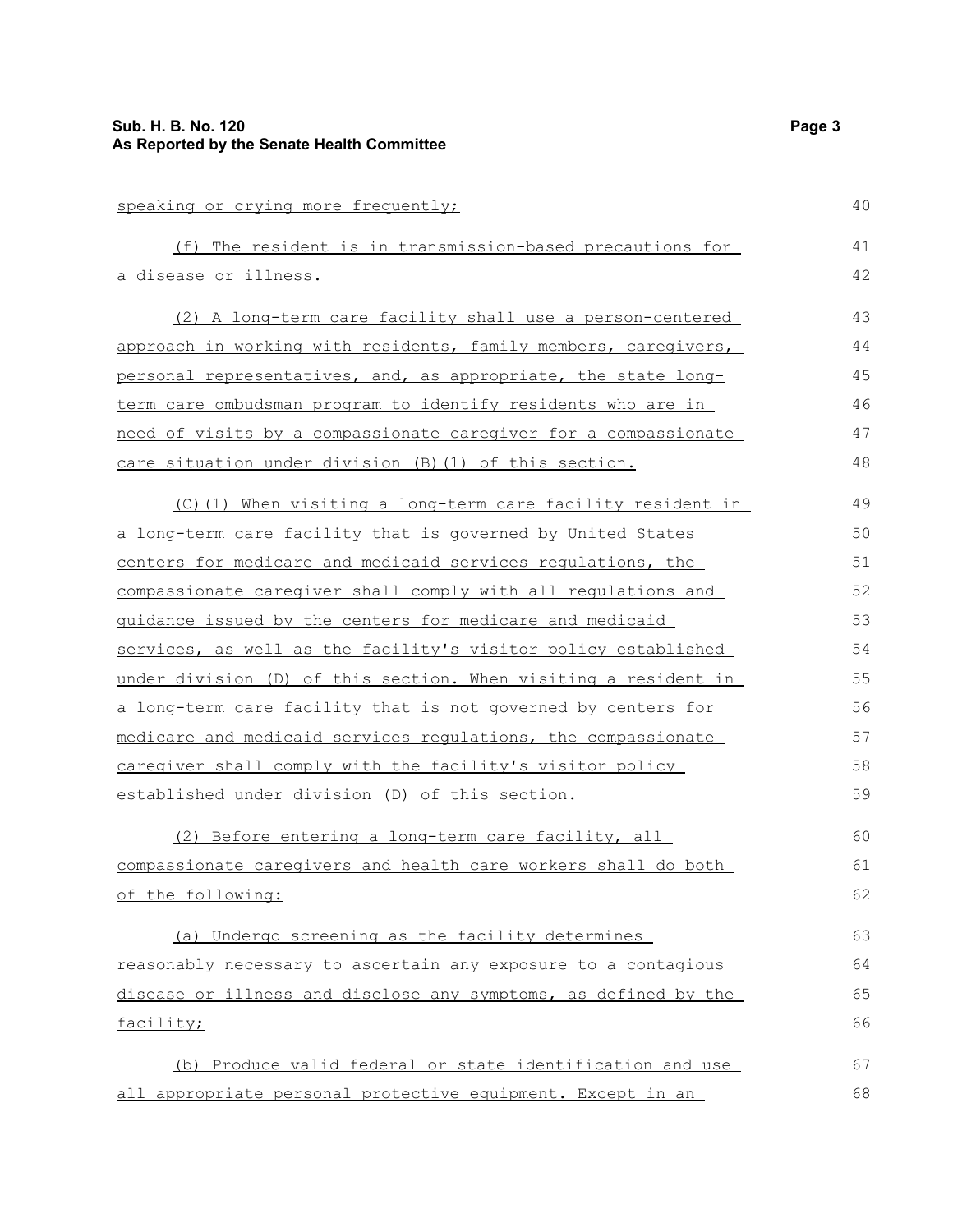speaking or crying more frequently;

(f) The resident is in transmission-based precautions for a disease or illness.

(2) A long-term care facility shall use a person-centered approach in working with residents, family members, caregivers, personal representatives, and, as appropriate, the state long-term care ombudsman program to identify residents who are in need of visits by a compassionate caregiver for a compassionate care situation under division (B)(1) of this section.

(C)(1) When visiting a long-term care facility resident in a long-term care facility that is governed by United States centers for medicare and medicaid services regulations, the compassionate caregiver shall comply with all regulations and guidance issued by the centers for medicare and medicaid services, as well as the facility's visitor policy established under division (D) of this section. When visiting a resident in a long-term care facility that is not governed by centers for medicare and medicaid services regulations, the compassionate caregiver shall comply with the facility's visitor policy established under division (D) of this section.

(2) Before entering a long-term care facility, all compassionate caregivers and health care workers shall do both of the following:

(a) Undergo screening as the facility determines reasonably necessary to ascertain any exposure to a contagious disease or illness and disclose any symptoms, as defined by the facility;

(b) Produce valid federal or state identification and use all appropriate personal protective equipment. Except in an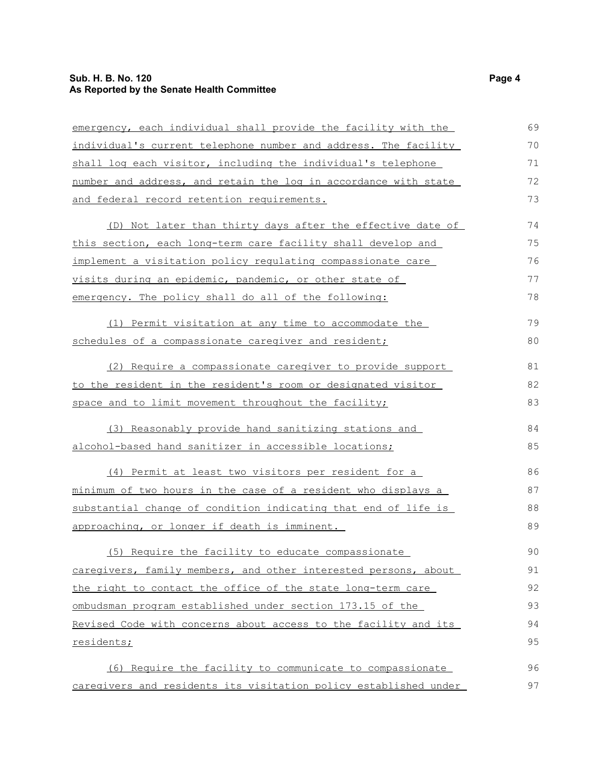emergency, each individual shall provide the facility with the individual's current telephone number and address. The facility shall log each visitor, including the individual's telephone number and address, and retain the log in accordance with state and federal record retention requirements.

(D) Not later than thirty days after the effective date of this section, each long-term care facility shall develop and implement a visitation policy regulating compassionate care visits during an epidemic, pandemic, or other state of emergency. The policy shall do all of the following:

(1) Permit visitation at any time to accommodate the schedules of a compassionate caregiver and resident;

(2) Require a compassionate caregiver to provide support to the resident in the resident's room or designated visitor space and to limit movement throughout the facility;

(3) Reasonably provide hand sanitizing stations and alcohol-based hand sanitizer in accessible locations;

(4) Permit at least two visitors per resident for a minimum of two hours in the case of a resident who displays a substantial change of condition indicating that end of life is approaching, or longer if death is imminent.

(5) Require the facility to educate compassionate caregivers, family members, and other interested persons, about the right to contact the office of the state long-term care ombudsman program established under section 173.15 of the Revised Code with concerns about access to the facility and its residents;

(6) Require the facility to communicate to compassionate caregivers and residents its visitation policy established under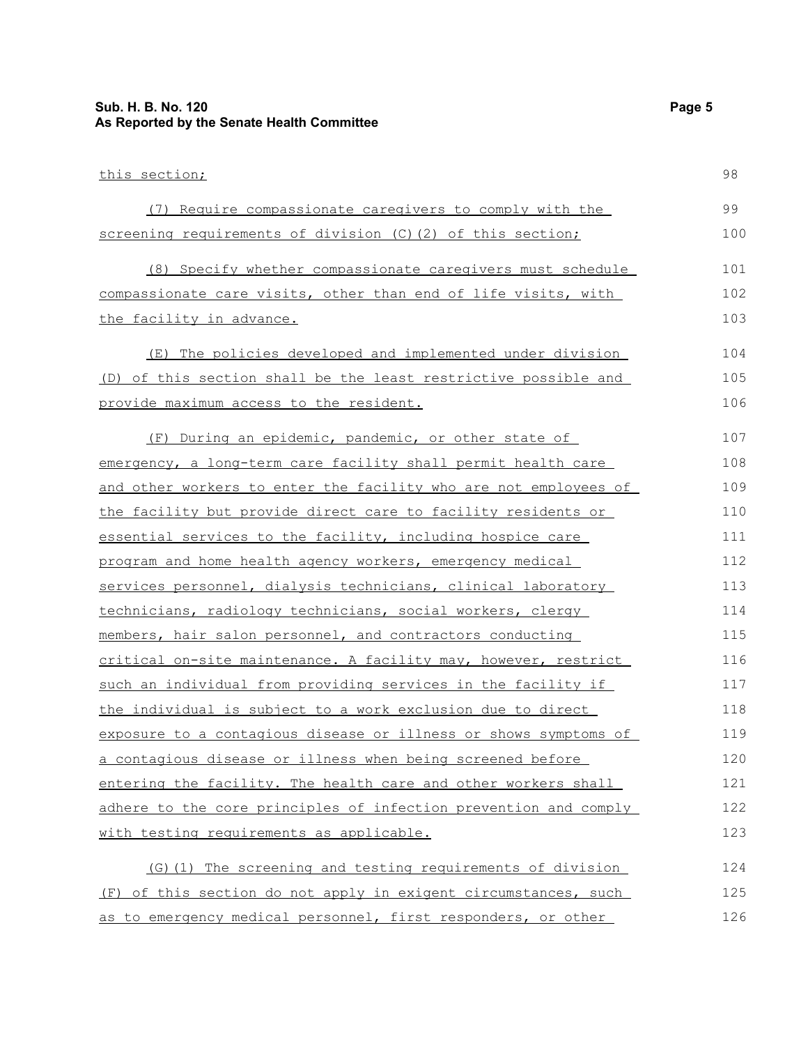this section;

(7) Require compassionate caregivers to comply with the screening requirements of division (C)(2) of this section;

(8) Specify whether compassionate caregivers must schedule compassionate care visits, other than end of life visits, with the facility in advance.

(E) The policies developed and implemented under division (D) of this section shall be the least restrictive possible and provide maximum access to the resident.

(F) During an epidemic, pandemic, or other state of emergency, a long-term care facility shall permit health care and other workers to enter the facility who are not employees of the facility but provide direct care to facility residents or essential services to the facility, including hospice care program and home health agency workers, emergency medical services personnel, dialysis technicians, clinical laboratory technicians, radiology technicians, social workers, clergy members, hair salon personnel, and contractors conducting critical on-site maintenance. A facility may, however, restrict such an individual from providing services in the facility if the individual is subject to a work exclusion due to direct exposure to a contagious disease or illness or shows symptoms of a contagious disease or illness when being screened before entering the facility. The health care and other workers shall adhere to the core principles of infection prevention and comply with testing requirements as applicable.

(G)(1) The screening and testing requirements of division (F) of this section do not apply in exigent circumstances, such as to emergency medical personnel, first responders, or other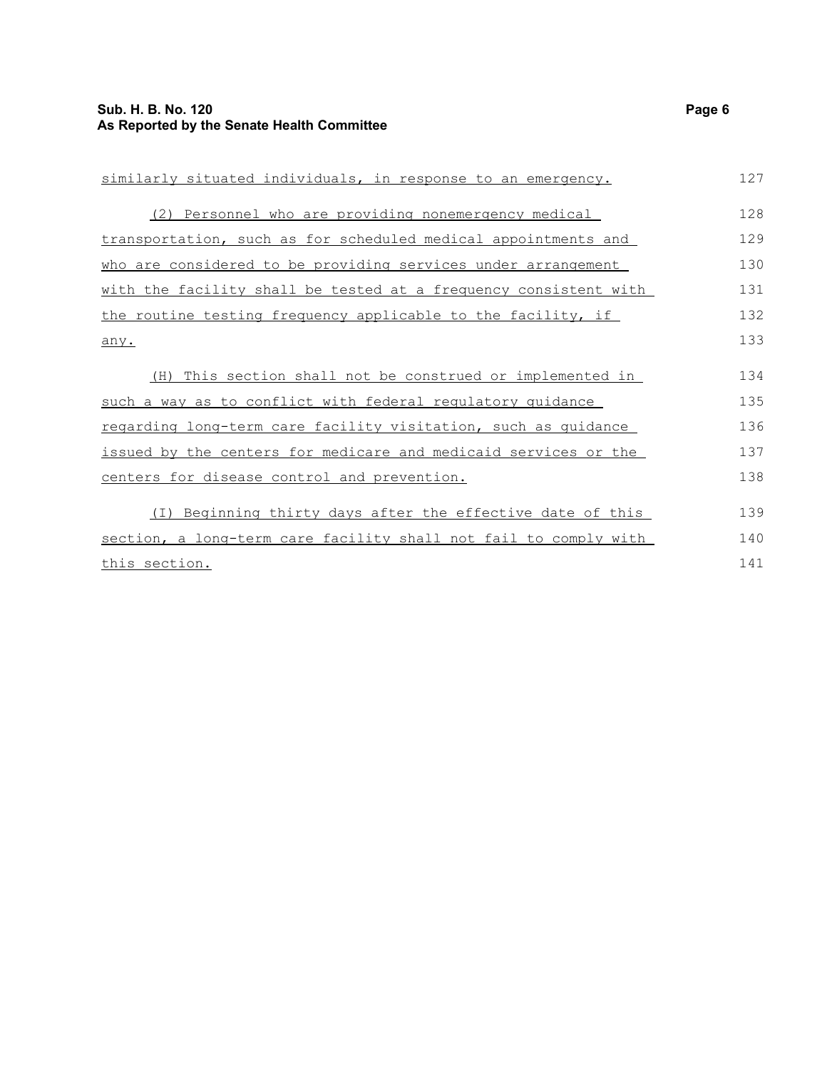similarly situated individuals, in response to an emergency.

(2) Personnel who are providing nonemergency medical transportation, such as for scheduled medical appointments and who are considered to be providing services under arrangement with the facility shall be tested at a frequency consistent with the routine testing frequency applicable to the facility, if any.

(H) This section shall not be construed or implemented in such a way as to conflict with federal regulatory guidance regarding long-term care facility visitation, such as guidance issued by the centers for medicare and medicaid services or the centers for disease control and prevention.

(I) Beginning thirty days after the effective date of this section, a long-term care facility shall not fail to comply with this section.